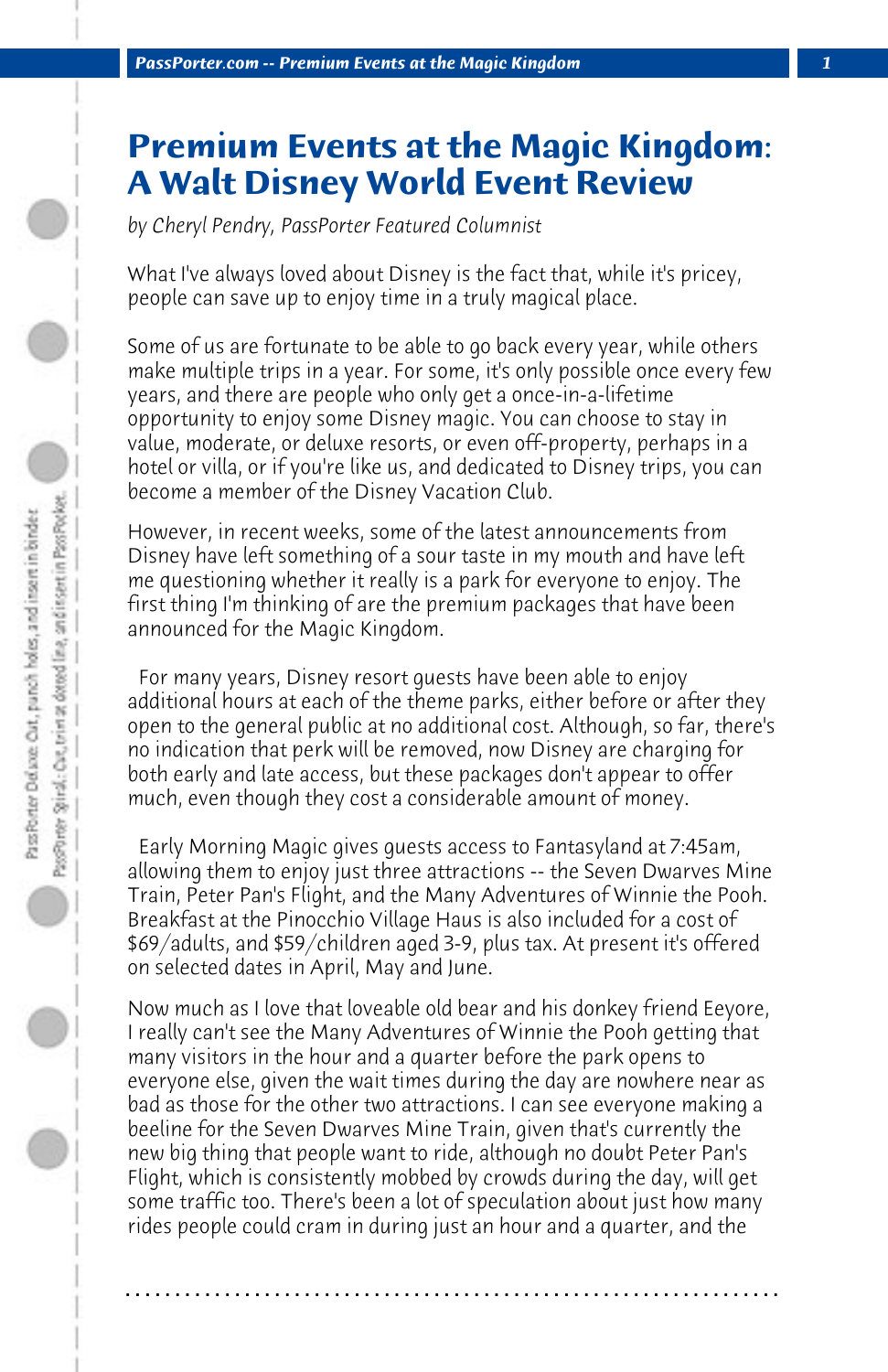# Premium Events at the Magic Kingdom: A Walt Disney World Event Review

*by Cheryl Pendry, PassPorter Featured Columnist*

What I've always loved about Disney is the fact that, while it's pricey, people can save up to enjoy time in a truly magical place.

Some of us are fortunate to be able to go back every year, while others make multiple trips in a year. For some, it's only possible once every few years, and there are people who only get a once-in-a-lifetime opportunity to enjoy some Disney magic. You can choose to stay in value, moderate, or deluxe resorts, or even off-property, perhaps in a hotel or villa, or if you're like us, and dedicated to Disney trips, you can become a member of the Disney Vacation Club.

However, in recent weeks, some of the latest announcements from Disney have left something of a sour taste in my mouth and have left me questioning whether it really is a park for everyone to enjoy. The first thing I'm thinking of are the premium packages that have been announced for the Magic Kingdom.

For many years, Disney resort guests have been able to enjoy additional hours at each of the theme parks, either before or after they open to the general public at no additional cost. Although, so far, there's no indication that perk will be removed, now Disney are charging for both early and late access, but these packages don't appear to offer much, even though they cost a considerable amount of money.

Early Morning Magic gives guests access to Fantasyland at 7:45am, allowing them to enjoy just three attractions -- the Seven Dwarves Mine Train, Peter Pan's Flight, and the Many Adventures of Winnie the Pooh. Breakfast at the Pinocchio Village Haus is also included for a cost of $69/adults, and $59/children aged 3-9, plus tax. At present it's offered on selected dates in April, May and June.

Now much as I love that loveable old bear and his donkey friend Eeyore, I really can't see the Many Adventures of Winnie the Pooh getting that many visitors in the hour and a quarter before the park opens to everyone else, given the wait times during the day are nowhere near as bad as those for the other two attractions. I can see everyone making a beeline for the Seven Dwarves Mine Train, given that's currently the new big thing that people want to ride, although no doubt Peter Pan's Flight, which is consistently mobbed by crowds during the day, will get some traffic too. There's been a lot of speculation about just how many rides people could cram in during just an hour and a quarter, and the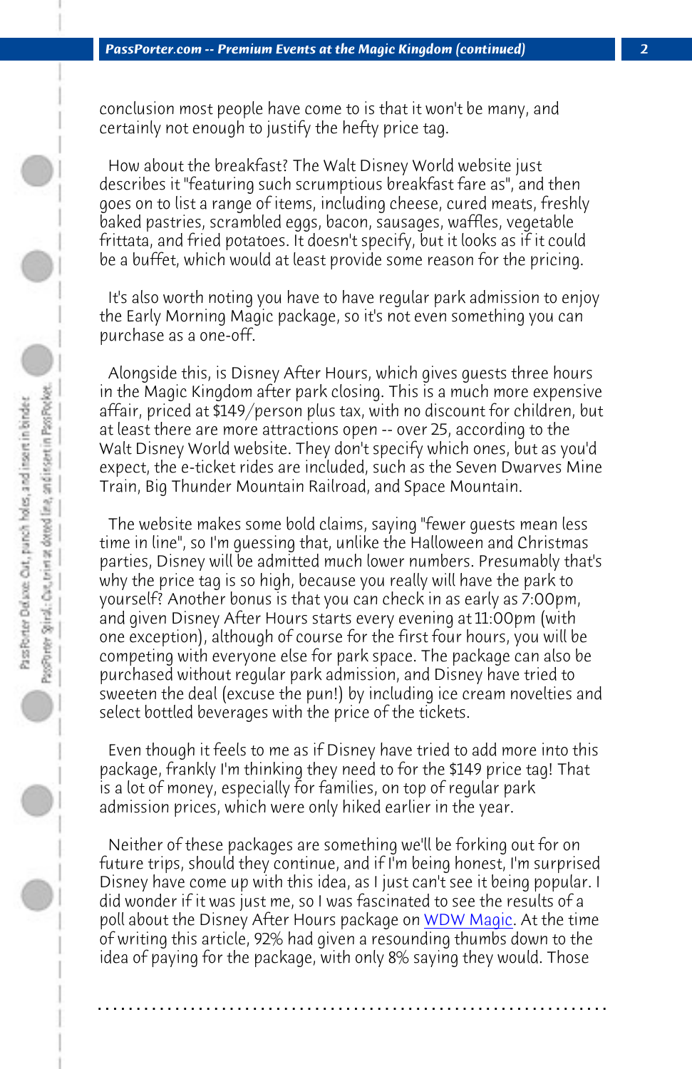conclusion most people have come to is that it won't be many, and certainly not enough to justify the hefty price tag.

How about the breakfast? The Walt Disney World website just describes it "featuring such scrumptious breakfast fare as", and then goes on to list a range of items, including cheese, cured meats, freshly baked pastries, scrambled eggs, bacon, sausages, waffles, vegetable frittata, and fried potatoes. It doesn't specify, but it looks as if it could be a buffet, which would at least provide some reason for the pricing.

It's also worth noting you have to have regular park admission to enjoy the Early Morning Magic package, so it's not even something you can purchase as a one-off.

Alongside this, is Disney After Hours, which gives guests three hours in the Magic Kingdom after park closing. This is a much more expensive affair, priced at $149/person plus tax, with no discount for children, but at least there are more attractions open -- over 25, according to the Walt Disney World website. They don't specify which ones, but as you'd expect, the e-ticket rides are included, such as the Seven Dwarves Mine Train, Big Thunder Mountain Railroad, and Space Mountain.

The website makes some bold claims, saying "fewer guests mean less time in line", so I'm guessing that, unlike the Halloween and Christmas parties, Disney will be admitted much lower numbers. Presumably that's why the price tag is so high, because you really will have the park to yourself? Another bonus is that you can check in as early as 7:00pm, and given Disney After Hours starts every evening at 11:00pm (with one exception), although of course for the first four hours, you will be competing with everyone else for park space. The package can also be purchased without regular park admission, and Disney have tried to sweeten the deal (excuse the pun!) by including ice cream novelties and select bottled beverages with the price of the tickets.

Even though it feels to me as if Disney have tried to add more into this package, frankly I'm thinking they need to for the $149 price tag! That is a lot of money, especially for families, on top of regular park admission prices, which were only hiked earlier in the year.

Neither of these packages are something we'll be forking out for on future trips, should they continue, and if I'm being honest, I'm surprised Disney have come up with this idea, as I just can't see it being popular. I did wonder if it was just me, so I was fascinated to see the results of a poll about the Disney After Hours package on WDW Magic. At the time of writing this article, 92% had given a resounding thumbs down to the idea of paying for the package, with only 8% saying they would. Those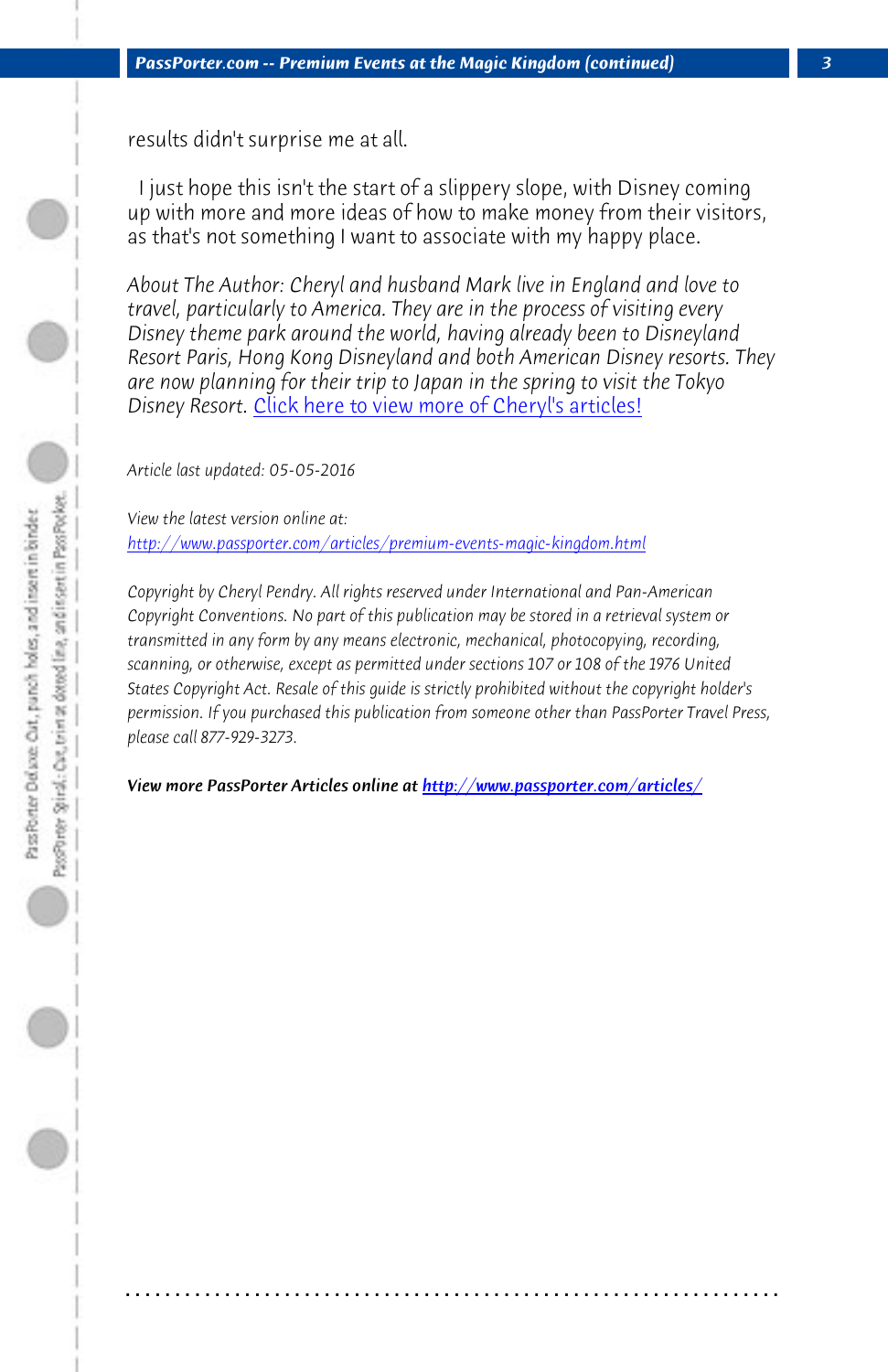results didn't surprise me at all.

I just hope this isn't the start of a slippery slope, with Disney coming up with more and more ideas of how to make money from their visitors, as that's not something I want to associate with my happy place.

*About The Author: Cheryl and husband Mark live in England and love to travel, particularly to America. They are in the process of visiting every Disney theme park around the world, having already been to Disneyland Resort Paris, Hong Kong Disneyland and both American Disney resorts. They are now planning for their trip to Japan in the spring to visit the Tokyo Disney Resort.* Click here to view more of Cheryl's articles!

*Article last updated: 05-05-2016*

*View the latest version online at:*
*http://www.passporter.com/articles/premium-events-magic-kingdom.html*

*Copyright by Cheryl Pendry. All rights reserved under International and Pan-American Copyright Conventions. No part of this publication may be stored in a retrieval system or transmitted in any form by any means electronic, mechanical, photocopying, recording, scanning, or otherwise, except as permitted under sections 107 or 108 of the 1976 United States Copyright Act. Resale of this guide is strictly prohibited without the copyright holder's permission. If you purchased this publication from someone other than PassPorter Travel Press, please call 877-929-3273.*

***View more PassPorter Articles online at http://www.passporter.com/articles/***